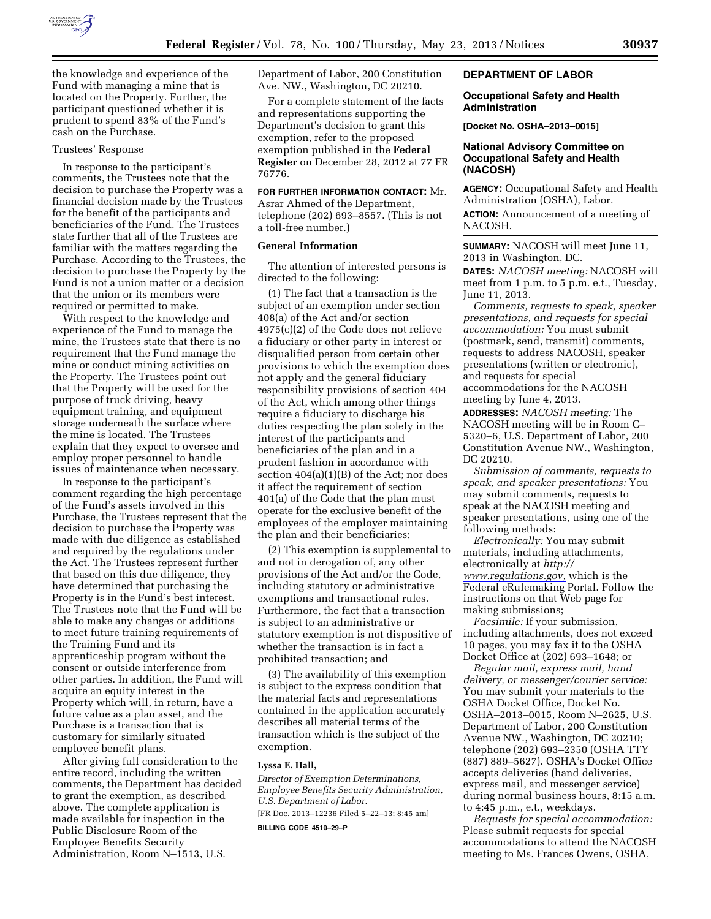the knowledge and experience of the Fund with managing a mine that is located on the Property. Further, the participant questioned whether it is prudent to spend 83% of the Fund's cash on the Purchase.

Trustees' Response

In response to the participant's comments, the Trustees note that the decision to purchase the Property was a financial decision made by the Trustees for the benefit of the participants and beneficiaries of the Fund. The Trustees state further that all of the Trustees are familiar with the matters regarding the Purchase. According to the Trustees, the decision to purchase the Property by the Fund is not a union matter or a decision that the union or its members were required or permitted to make.

With respect to the knowledge and experience of the Fund to manage the mine, the Trustees state that there is no requirement that the Fund manage the mine or conduct mining activities on the Property. The Trustees point out that the Property will be used for the purpose of truck driving, heavy equipment training, and equipment storage underneath the surface where the mine is located. The Trustees explain that they expect to oversee and employ proper personnel to handle issues of maintenance when necessary.

In response to the participant's comment regarding the high percentage of the Fund's assets involved in this Purchase, the Trustees represent that the decision to purchase the Property was made with due diligence as established and required by the regulations under the Act. The Trustees represent further that based on this due diligence, they have determined that purchasing the Property is in the Fund's best interest. The Trustees note that the Fund will be able to make any changes or additions to meet future training requirements of the Training Fund and its apprenticeship program without the consent or outside interference from other parties. In addition, the Fund will acquire an equity interest in the Property which will, in return, have a future value as a plan asset, and the Purchase is a transaction that is customary for similarly situated employee benefit plans.

After giving full consideration to the entire record, including the written comments, the Department has decided to grant the exemption, as described above. The complete application is made available for inspection in the Public Disclosure Room of the Employee Benefits Security Administration, Room N–1513, U.S. Department of Labor, 200 Constitution Ave. NW., Washington, DC 20210.

For a complete statement of the facts and representations supporting the Department's decision to grant this exemption, refer to the proposed exemption published in the **Federal Register** on December 28, 2012 at 77 FR 76776.

**FOR FURTHER INFORMATION CONTACT:** Mr. Asrar Ahmed of the Department, telephone (202) 693–8557. (This is not a toll-free number.)

**General Information**

The attention of interested persons is directed to the following:

(1) The fact that a transaction is the subject of an exemption under section 408(a) of the Act and/or section 4975(c)(2) of the Code does not relieve a fiduciary or other party in interest or disqualified person from certain other provisions to which the exemption does not apply and the general fiduciary responsibility provisions of section 404 of the Act, which among other things require a fiduciary to discharge his duties respecting the plan solely in the interest of the participants and beneficiaries of the plan and in a prudent fashion in accordance with section 404(a)(1)(B) of the Act; nor does it affect the requirement of section 401(a) of the Code that the plan must operate for the exclusive benefit of the employees of the employer maintaining the plan and their beneficiaries;

(2) This exemption is supplemental to and not in derogation of, any other provisions of the Act and/or the Code, including statutory or administrative exemptions and transactional rules. Furthermore, the fact that a transaction is subject to an administrative or statutory exemption is not dispositive of whether the transaction is in fact a prohibited transaction; and

(3) The availability of this exemption is subject to the express condition that the material facts and representations contained in the application accurately describes all material terms of the transaction which is the subject of the exemption.

**Lyssa E. Hall,**

*Director of Exemption Determinations, Employee Benefits Security Administration, U.S. Department of Labor.*

[FR Doc. 2013–12236 Filed 5–22–13; 8:45 am]

**BILLING CODE 4510–29–P**

## DEPARTMENT OF LABOR

### Occupational Safety and Health Administration

**[Docket No. OSHA–2013–0015]**

### National Advisory Committee on Occupational Safety and Health (NACOSH)

**AGENCY:** Occupational Safety and Health Administration (OSHA), Labor.

**ACTION:** Announcement of a meeting of NACOSH.

**SUMMARY:** NACOSH will meet June 11, 2013 in Washington, DC.

**DATES:** *NACOSH meeting:* NACOSH will meet from 1 p.m. to 5 p.m. e.t., Tuesday, June 11, 2013.

*Comments, requests to speak, speaker presentations, and requests for special accommodation:* You must submit (postmark, send, transmit) comments, requests to address NACOSH, speaker presentations (written or electronic), and requests for special accommodations for the NACOSH meeting by June 4, 2013.

**ADDRESSES:** *NACOSH meeting:* The NACOSH meeting will be in Room C–5320–6, U.S. Department of Labor, 200 Constitution Avenue NW., Washington, DC 20210.

*Submission of comments, requests to speak, and speaker presentations:* You may submit comments, requests to speak at the NACOSH meeting and speaker presentations, using one of the following methods:

*Electronically:* You may submit materials, including attachments, electronically at *http://www.regulations.gov,* which is the Federal eRulemaking Portal. Follow the instructions on that Web page for making submissions;

*Facsimile:* If your submission, including attachments, does not exceed 10 pages, you may fax it to the OSHA Docket Office at (202) 693–1648; or

*Regular mail, express mail, hand delivery, or messenger/courier service:* You may submit your materials to the OSHA Docket Office, Docket No. OSHA–2013–0015, Room N–2625, U.S. Department of Labor, 200 Constitution Avenue NW., Washington, DC 20210; telephone (202) 693–2350 (OSHA TTY (887) 889–5627). OSHA's Docket Office accepts deliveries (hand deliveries, express mail, and messenger service) during normal business hours, 8:15 a.m. to 4:45 p.m., e.t., weekdays.

*Requests for special accommodation:* Please submit requests for special accommodations to attend the NACOSH meeting to Ms. Frances Owens, OSHA,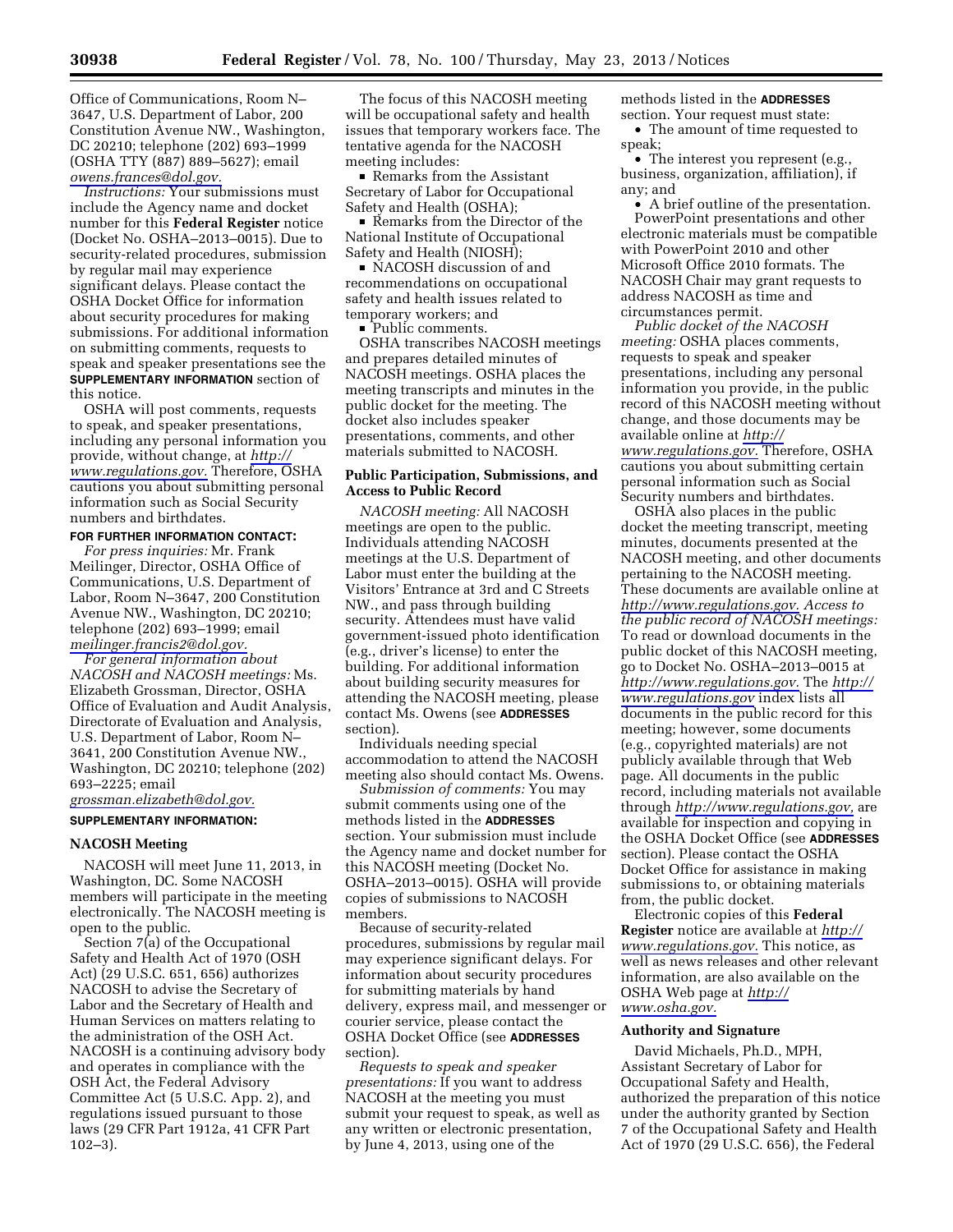Office of Communications, Room N–3647, U.S. Department of Labor, 200 Constitution Avenue NW., Washington, DC 20210; telephone (202) 693–1999 (OSHA TTY (887) 889–5627); email *owens.frances@dol.gov.*

*Instructions:* Your submissions must include the Agency name and docket number for this **Federal Register** notice (Docket No. OSHA–2013–0015). Due to security-related procedures, submission by regular mail may experience significant delays. Please contact the OSHA Docket Office for information about security procedures for making submissions. For additional information on submitting comments, requests to speak and speaker presentations see the **SUPPLEMENTARY INFORMATION** section of this notice.

OSHA will post comments, requests to speak, and speaker presentations, including any personal information you provide, without change, at *http://www.regulations.gov.* Therefore, OSHA cautions you about submitting personal information such as Social Security numbers and birthdates.

**FOR FURTHER INFORMATION CONTACT:**

*For press inquiries:* Mr. Frank Meilinger, Director, OSHA Office of Communications, U.S. Department of Labor, Room N–3647, 200 Constitution Avenue NW., Washington, DC 20210; telephone (202) 693–1999; email *meilinger.francis2@dol.gov.*

*For general information about NACOSH and NACOSH meetings:* Ms. Elizabeth Grossman, Director, OSHA Office of Evaluation and Audit Analysis, Directorate of Evaluation and Analysis, U.S. Department of Labor, Room N–3641, 200 Constitution Avenue NW., Washington, DC 20210; telephone (202) 693–2225; email *grossman.elizabeth@dol.gov.*

**SUPPLEMENTARY INFORMATION:**

## NACOSH Meeting

NACOSH will meet June 11, 2013, in Washington, DC. Some NACOSH members will participate in the meeting electronically. The NACOSH meeting is open to the public.

Section 7(a) of the Occupational Safety and Health Act of 1970 (OSH Act) (29 U.S.C. 651, 656) authorizes NACOSH to advise the Secretary of Labor and the Secretary of Health and Human Services on matters relating to the administration of the OSH Act. NACOSH is a continuing advisory body and operates in compliance with the OSH Act, the Federal Advisory Committee Act (5 U.S.C. App. 2), and regulations issued pursuant to those laws (29 CFR Part 1912a, 41 CFR Part 102–3).

The focus of this NACOSH meeting will be occupational safety and health issues that temporary workers face. The tentative agenda for the NACOSH meeting includes:

- Remarks from the Assistant Secretary of Labor for Occupational Safety and Health (OSHA);
- Remarks from the Director of the National Institute of Occupational Safety and Health (NIOSH);
- NACOSH discussion of and recommendations on occupational safety and health issues related to temporary workers; and
- Public comments.

OSHA transcribes NACOSH meetings and prepares detailed minutes of NACOSH meetings. OSHA places the meeting transcripts and minutes in the public docket for the meeting. The docket also includes speaker presentations, comments, and other materials submitted to NACOSH.

## Public Participation, Submissions, and Access to Public Record

*NACOSH meeting:* All NACOSH meetings are open to the public. Individuals attending NACOSH meetings at the U.S. Department of Labor must enter the building at the Visitors' Entrance at 3rd and C Streets NW., and pass through building security. Attendees must have valid government-issued photo identification (e.g., driver's license) to enter the building. For additional information about building security measures for attending the NACOSH meeting, please contact Ms. Owens (see **ADDRESSES** section).

Individuals needing special accommodation to attend the NACOSH meeting also should contact Ms. Owens.

*Submission of comments:* You may submit comments using one of the methods listed in the **ADDRESSES** section. Your submission must include the Agency name and docket number for this NACOSH meeting (Docket No. OSHA–2013–0015). OSHA will provide copies of submissions to NACOSH members.

Because of security-related procedures, submissions by regular mail may experience significant delays. For information about security procedures for submitting materials by hand delivery, express mail, and messenger or courier service, please contact the OSHA Docket Office (see **ADDRESSES** section).

*Requests to speak and speaker presentations:* If you want to address NACOSH at the meeting you must submit your request to speak, as well as any written or electronic presentation, by June 4, 2013, using one of the methods listed in the **ADDRESSES** section. Your request must state:

- The amount of time requested to speak;
- The interest you represent (e.g., business, organization, affiliation), if any; and
- A brief outline of the presentation.

PowerPoint presentations and other electronic materials must be compatible with PowerPoint 2010 and other Microsoft Office 2010 formats. The NACOSH Chair may grant requests to address NACOSH as time and circumstances permit.

*Public docket of the NACOSH meeting:* OSHA places comments, requests to speak and speaker presentations, including any personal information you provide, in the public record of this NACOSH meeting without change, and those documents may be available online at *http://www.regulations.gov.* Therefore, OSHA cautions you about submitting certain personal information such as Social Security numbers and birthdates.

OSHA also places in the public docket the meeting transcript, meeting minutes, documents presented at the NACOSH meeting, and other documents pertaining to the NACOSH meeting. These documents are available online at *http://www.regulations.gov.*

*Access to the public record of NACOSH meetings:* To read or download documents in the public docket of this NACOSH meeting, go to Docket No. OSHA–2013–0015 at *http://www.regulations.gov.* The *http://www.regulations.gov* index lists all documents in the public record for this meeting; however, some documents (e.g., copyrighted materials) are not publicly available through that Web page. All documents in the public record, including materials not available through *http://www.regulations.gov,* are available for inspection and copying in the OSHA Docket Office (see **ADDRESSES** section). Please contact the OSHA Docket Office for assistance in making submissions to, or obtaining materials from, the public docket.

Electronic copies of this **Federal Register** notice are available at *http://www.regulations.gov.* This notice, as well as news releases and other relevant information, are also available on the OSHA Web page at *http://www.osha.gov.*

## Authority and Signature

David Michaels, Ph.D., MPH, Assistant Secretary of Labor for Occupational Safety and Health, authorized the preparation of this notice under the authority granted by Section 7 of the Occupational Safety and Health Act of 1970 (29 U.S.C. 656), the Federal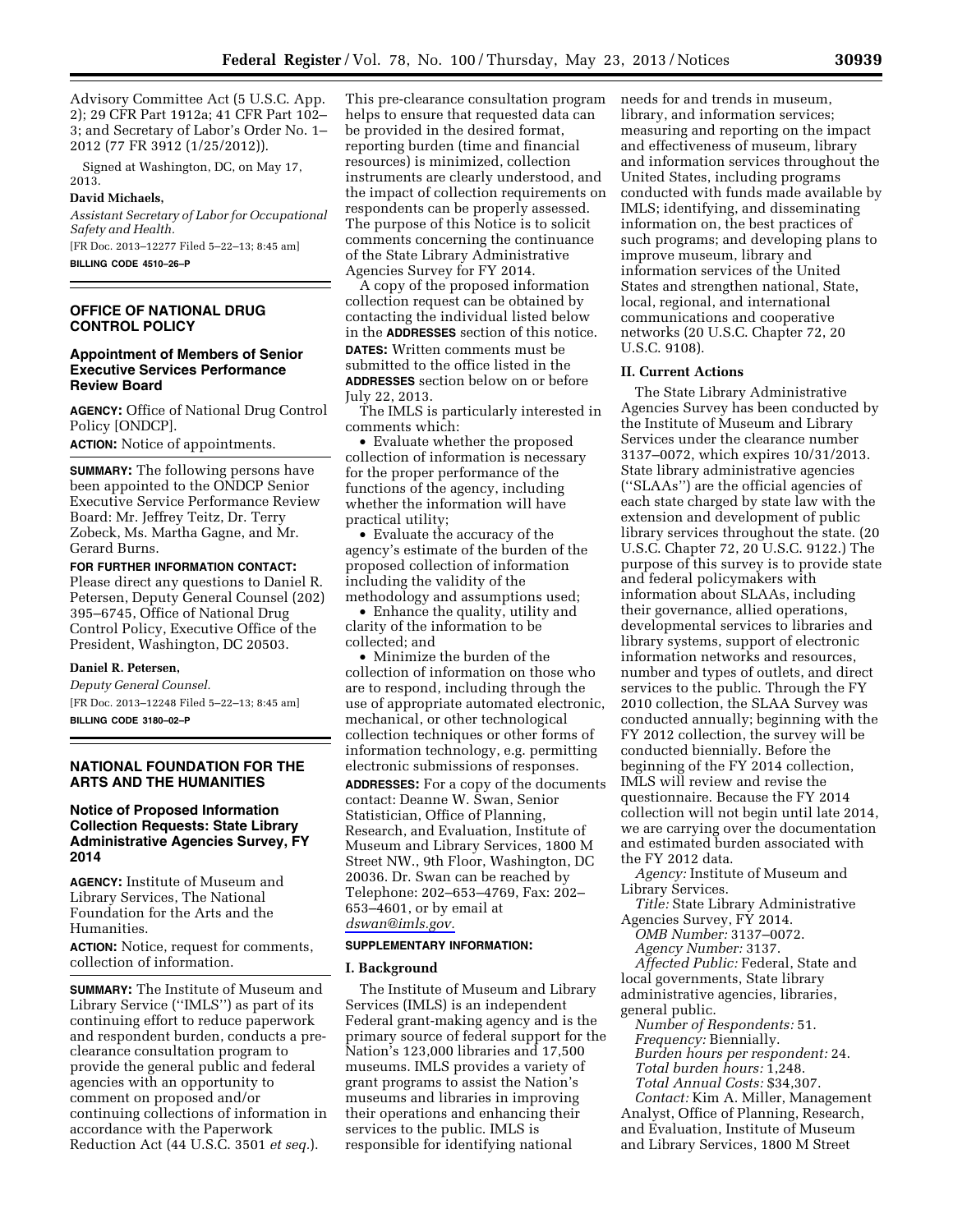Advisory Committee Act (5 U.S.C. App. 2); 29 CFR Part 1912a; 41 CFR Part 102–3; and Secretary of Labor's Order No. 1–2012 (77 FR 3912 (1/25/2012)).

Signed at Washington, DC, on May 17, 2013.

**David Michaels,**

*Assistant Secretary of Labor for Occupational Safety and Health.*

[FR Doc. 2013–12277 Filed 5–22–13; 8:45 am]

**BILLING CODE 4510–26–P**

## OFFICE OF NATIONAL DRUG CONTROL POLICY

### Appointment of Members of Senior Executive Services Performance Review Board

**AGENCY:** Office of National Drug Control Policy [ONDCP].

**ACTION:** Notice of appointments.

**SUMMARY:** The following persons have been appointed to the ONDCP Senior Executive Service Performance Review Board: Mr. Jeffrey Teitz, Dr. Terry Zobeck, Ms. Martha Gagne, and Mr. Gerard Burns.

**FOR FURTHER INFORMATION CONTACT:** Please direct any questions to Daniel R. Petersen, Deputy General Counsel (202) 395–6745, Office of National Drug Control Policy, Executive Office of the President, Washington, DC 20503.

**Daniel R. Petersen,**

*Deputy General Counsel.*

[FR Doc. 2013–12248 Filed 5–22–13; 8:45 am]

**BILLING CODE 3180–02–P**

## NATIONAL FOUNDATION FOR THE ARTS AND THE HUMANITIES

### Notice of Proposed Information Collection Requests: State Library Administrative Agencies Survey, FY 2014

**AGENCY:** Institute of Museum and Library Services, The National Foundation for the Arts and the Humanities.

**ACTION:** Notice, request for comments, collection of information.

**SUMMARY:** The Institute of Museum and Library Service (''IMLS'') as part of its continuing effort to reduce paperwork and respondent burden, conducts a pre-clearance consultation program to provide the general public and federal agencies with an opportunity to comment on proposed and/or continuing collections of information in accordance with the Paperwork Reduction Act (44 U.S.C. 3501 *et seq.*). This pre-clearance consultation program helps to ensure that requested data can be provided in the desired format, reporting burden (time and financial resources) is minimized, collection instruments are clearly understood, and the impact of collection requirements on respondents can be properly assessed. The purpose of this Notice is to solicit comments concerning the continuance of the State Library Administrative Agencies Survey for FY 2014.

A copy of the proposed information collection request can be obtained by contacting the individual listed below in the **ADDRESSES** section of this notice.

**DATES:** Written comments must be submitted to the office listed in the **ADDRESSES** section below on or before July 22, 2013.

The IMLS is particularly interested in comments which:

- Evaluate whether the proposed collection of information is necessary for the proper performance of the functions of the agency, including whether the information will have practical utility;
- Evaluate the accuracy of the agency's estimate of the burden of the proposed collection of information including the validity of the methodology and assumptions used;
- Enhance the quality, utility and clarity of the information to be collected; and
- Minimize the burden of the collection of information on those who are to respond, including through the use of appropriate automated electronic, mechanical, or other technological collection techniques or other forms of information technology, e.g. permitting electronic submissions of responses.

**ADDRESSES:** For a copy of the documents contact: Deanne W. Swan, Senior Statistician, Office of Planning, Research, and Evaluation, Institute of Museum and Library Services, 1800 M Street NW., 9th Floor, Washington, DC 20036. Dr. Swan can be reached by Telephone: 202–653–4769, Fax: 202–653–4601, or by email at *dswan@imls.gov.*

**SUPPLEMENTARY INFORMATION:**

**I. Background**

The Institute of Museum and Library Services (IMLS) is an independent Federal grant-making agency and is the primary source of federal support for the Nation's 123,000 libraries and 17,500 museums. IMLS provides a variety of grant programs to assist the Nation's museums and libraries in improving their operations and enhancing their services to the public. IMLS is responsible for identifying national needs for and trends in museum, library, and information services; measuring and reporting on the impact and effectiveness of museum, library and information services throughout the United States, including programs conducted with funds made available by IMLS; identifying, and disseminating information on, the best practices of such programs; and developing plans to improve museum, library and information services of the United States and strengthen national, State, local, regional, and international communications and cooperative networks (20 U.S.C. Chapter 72, 20 U.S.C. 9108).

**II. Current Actions**

The State Library Administrative Agencies Survey has been conducted by the Institute of Museum and Library Services under the clearance number 3137–0072, which expires 10/31/2013. State library administrative agencies (''SLAAs'') are the official agencies of each state charged by state law with the extension and development of public library services throughout the state. (20 U.S.C. Chapter 72, 20 U.S.C. 9122.) The purpose of this survey is to provide state and federal policymakers with information about SLAAs, including their governance, allied operations, developmental services to libraries and library systems, support of electronic information networks and resources, number and types of outlets, and direct services to the public. Through the FY 2010 collection, the SLAA Survey was conducted annually; beginning with the FY 2012 collection, the survey will be conducted biennially. Before the beginning of the FY 2014 collection, IMLS will review and revise the questionnaire. Because the FY 2014 collection will not begin until late 2014, we are carrying over the documentation and estimated burden associated with the FY 2012 data.

*Agency:* Institute of Museum and Library Services.

*Title:* State Library Administrative Agencies Survey, FY 2014.

*OMB Number:* 3137–0072.

*Agency Number:* 3137.

*Affected Public:* Federal, State and local governments, State library administrative agencies, libraries, general public.

*Number of Respondents:* 51.

*Frequency:* Biennially.

*Burden hours per respondent:* 24.

*Total burden hours:* 1,248.

*Total Annual Costs:* $34,307.

*Contact:* Kim A. Miller, Management Analyst, Office of Planning, Research, and Evaluation, Institute of Museum and Library Services, 1800 M Street